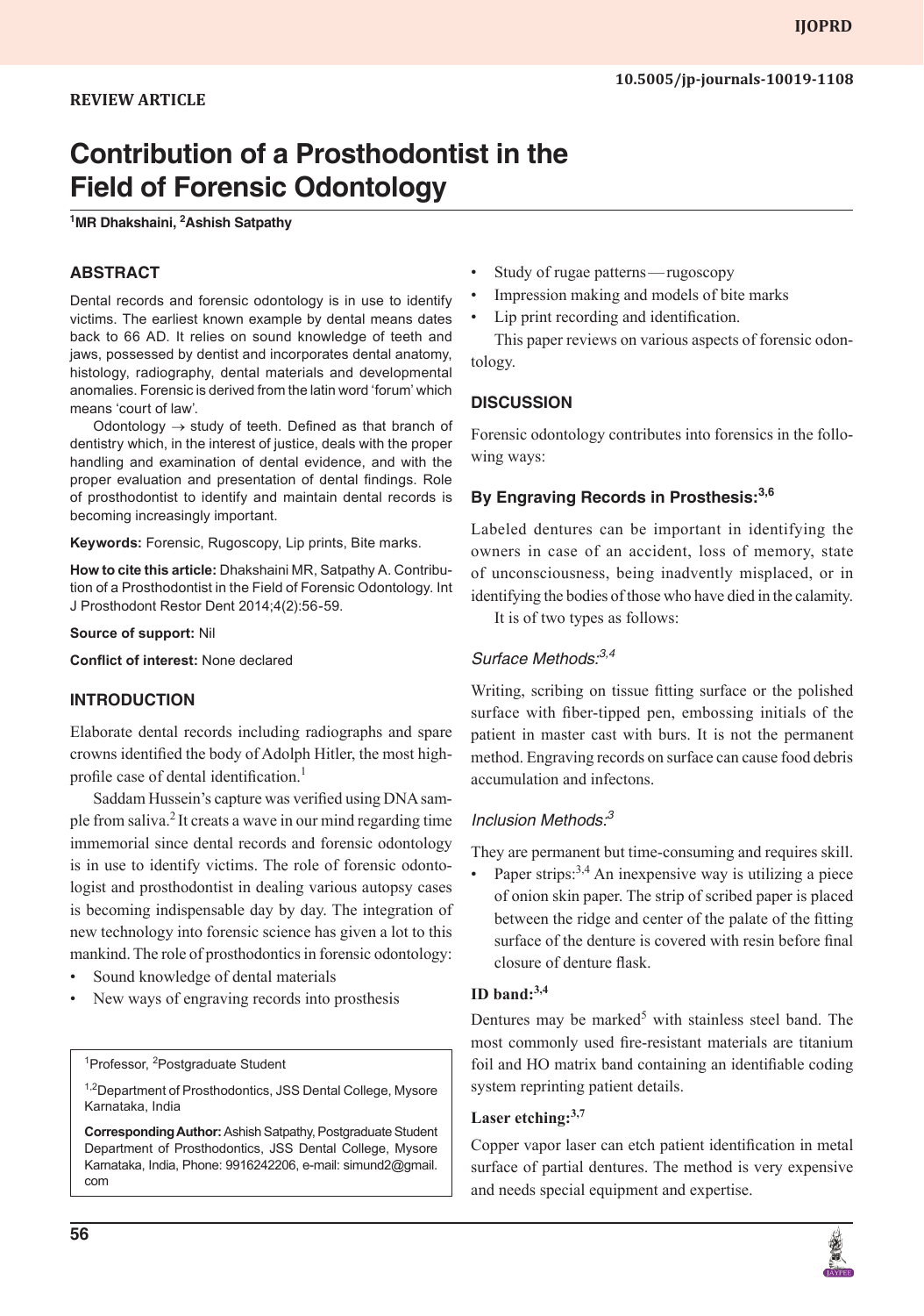REVIEW ARTICLE

10.5005/jp-journals-10019-1108

# Contribution of a Prosthodontist in the Field of Forensic Odontology

[1]MR Dhakshaini, [2]Ashish Satpathy

## ABSTRACT

Dental records and forensic odontology is in use to identify victims. The earliest known example by dental means dates back to 66 AD. It relies on sound knowledge of teeth and jaws, possessed by dentist and incorporates dental anatomy, histology, radiography, dental materials and developmental anomalies. Forensic is derived from the latin word 'forum' which means 'court of law'.

Odontology → study of teeth. Defined as that branch of dentistry which, in the interest of justice, deals with the proper handling and examination of dental evidence, and with the proper evaluation and presentation of dental findings. Role of prosthodontist to identify and maintain dental records is becoming increasingly important.

**Keywords:** Forensic, Rugoscopy, Lip prints, Bite marks.

**How to cite this article:** Dhakshaini MR, Satpathy A. Contribution of a Prosthodontist in the Field of Forensic Odontology. Int J Prosthodont Restor Dent 2014;4(2):56-59.

**Source of support:** Nil

**Conflict of interest:** None declared

## INTRODUCTION

Elaborate dental records including radiographs and spare crowns identified the body of Adolph Hitler, the most high-profile case of dental identification.[1]

Saddam Hussein's capture was verified using DNA sample from saliva.[2] It creats a wave in our mind regarding time immemorial since dental records and forensic odontology is in use to identify victims. The role of forensic odontologist and prosthodontist in dealing various autopsy cases is becoming indispensable day by day. The integration of new technology into forensic science has given a lot to this mankind. The role of prosthodontics in forensic odontology:

- Sound knowledge of dental materials
- New ways of engraving records into prosthesis
- Study of rugae patterns — rugoscopy
- Impression making and models of bite marks
- Lip print recording and identification.

This paper reviews on various aspects of forensic odontology.

[1]Professor, [2]Postgraduate Student

[1,2]Department of Prosthodontics, JSS Dental College, Mysore Karnataka, India

**Corresponding Author:** Ashish Satpathy, Postgraduate Student Department of Prosthodontics, JSS Dental College, Mysore Karnataka, India, Phone: 9916242206, e-mail: simund2@gmail.com

## DISCUSSION

Forensic odontology contributes into forensics in the following ways:

### By Engraving Records in Prosthesis:[3,6]

Labeled dentures can be important in identifying the owners in case of an accident, loss of memory, state of unconsciousness, being inadvently misplaced, or in identifying the bodies of those who have died in the calamity.

It is of two types as follows:

#### *Surface Methods:*[3,4]

Writing, scribing on tissue fitting surface or the polished surface with fiber-tipped pen, embossing initials of the patient in master cast with burs. It is not the permanent method. Engraving records on surface can cause food debris accumulation and infectons.

#### *Inclusion Methods:*[3]

They are permanent but time-consuming and requires skill.

- Paper strips:[3,4] An inexpensive way is utilizing a piece of onion skin paper. The strip of scribed paper is placed between the ridge and center of the palate of the fitting surface of the denture is covered with resin before final closure of denture flask.

**ID band:**[3,4]

Dentures may be marked[5] with stainless steel band. The most commonly used fire-resistant materials are titanium foil and HO matrix band containing an identifiable coding system reprinting patient details.

**Laser etching:**[3,7]

Copper vapor laser can etch patient identification in metal surface of partial dentures. The method is very expensive and needs special equipment and expertise.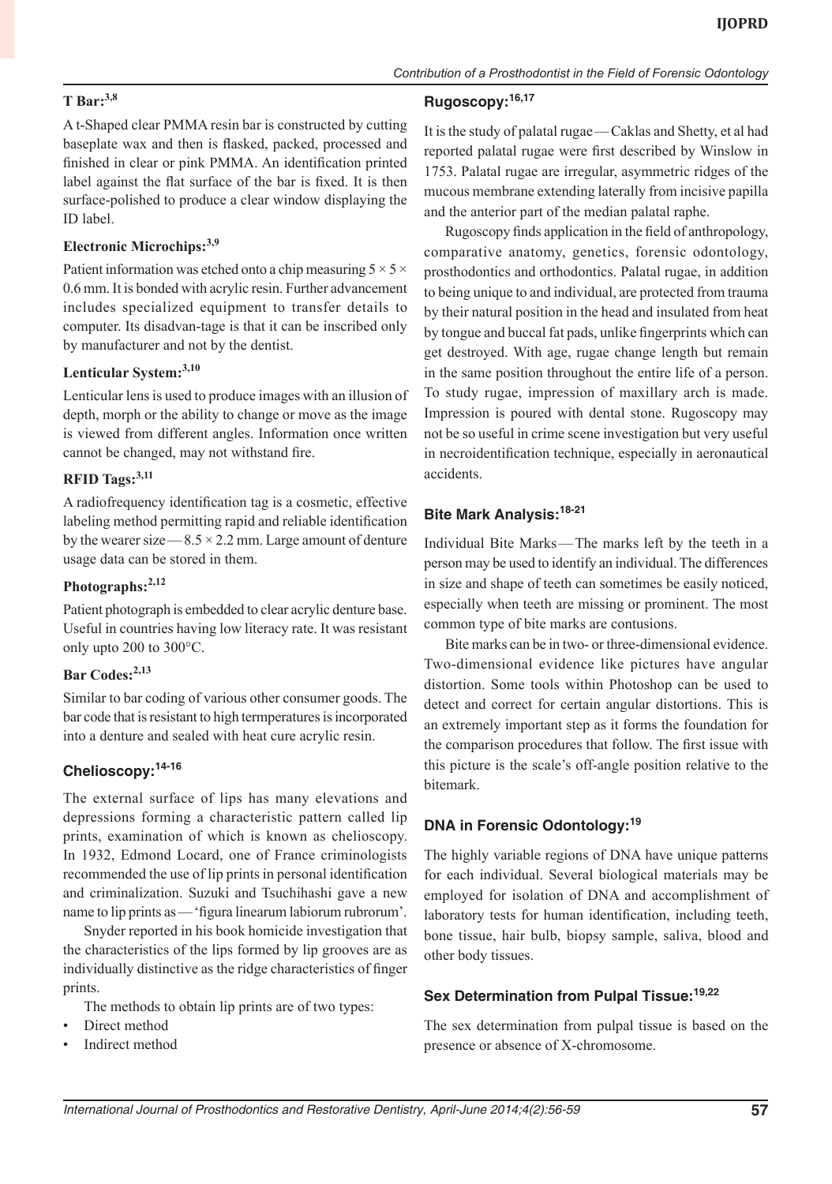### T Bar:[3,8]

A t-Shaped clear PMMA resin bar is constructed by cutting baseplate wax and then is flasked, packed, processed and finished in clear or pink PMMA. An identification printed label against the flat surface of the bar is fixed. It is then surface-polished to produce a clear window displaying the ID label.

### Electronic Microchips:[3,9]

Patient information was etched onto a chip measuring 5 × 5 × 0.6 mm. It is bonded with acrylic resin. Further advancement includes specialized equipment to transfer details to computer. Its disadvan-tage is that it can be inscribed only by manufacturer and not by the dentist.

### Lenticular System:[3,10]

Lenticular lens is used to produce images with an illusion of depth, morph or the ability to change or move as the image is viewed from different angles. Information once written cannot be changed, may not withstand fire.

### RFID Tags:[3,11]

A radiofrequency identification tag is a cosmetic, effective labeling method permitting rapid and reliable identification by the wearer size — 8.5 × 2.2 mm. Large amount of denture usage data can be stored in them.

### Photographs:[2,12]

Patient photograph is embedded to clear acrylic denture base. Useful in countries having low literacy rate. It was resistant only upto 200 to 300°C.

### Bar Codes:[2,13]

Similar to bar coding of various other consumer goods. The bar code that is resistant to high termperatures is incorporated into a denture and sealed with heat cure acrylic resin.

## Chelioscopy:[14-16]

The external surface of lips has many elevations and depressions forming a characteristic pattern called lip prints, examination of which is known as chelioscopy. In 1932, Edmond Locard, one of France criminologists recommended the use of lip prints in personal identification and criminalization. Suzuki and Tsuchihashi gave a new name to lip prints as — 'figura linearum labiorum rubrorum'.

Snyder reported in his book homicide investigation that the characteristics of the lips formed by lip grooves are as individually distinctive as the ridge characteristics of finger prints.

The methods to obtain lip prints are of two types:

- Direct method
- Indirect method

## Rugoscopy:[16,17]

It is the study of palatal rugae — Caklas and Shetty, et al had reported palatal rugae were first described by Winslow in 1753. Palatal rugae are irregular, asymmetric ridges of the mucous membrane extending laterally from incisive papilla and the anterior part of the median palatal raphe.

Rugoscopy finds application in the field of anthropology, comparative anatomy, genetics, forensic odontology, prosthodontics and orthodontics. Palatal rugae, in addition to being unique to and individual, are protected from trauma by their natural position in the head and insulated from heat by tongue and buccal fat pads, unlike fingerprints which can get destroyed. With age, rugae change length but remain in the same position throughout the entire life of a person. To study rugae, impression of maxillary arch is made. Impression is poured with dental stone. Rugoscopy may not be so useful in crime scene investigation but very useful in necroidentification technique, especially in aeronautical accidents.

## Bite Mark Analysis:[18-21]

Individual Bite Marks — The marks left by the teeth in a person may be used to identify an individual. The differences in size and shape of teeth can sometimes be easily noticed, especially when teeth are missing or prominent. The most common type of bite marks are contusions.

Bite marks can be in two- or three-dimensional evidence. Two-dimensional evidence like pictures have angular distortion. Some tools within Photoshop can be used to detect and correct for certain angular distortions. This is an extremely important step as it forms the foundation for the comparison procedures that follow. The first issue with this picture is the scale's off-angle position relative to the bitemark.

## DNA in Forensic Odontology:[19]

The highly variable regions of DNA have unique patterns for each individual. Several biological materials may be employed for isolation of DNA and accomplishment of laboratory tests for human identification, including teeth, bone tissue, hair bulb, biopsy sample, saliva, blood and other body tissues.

## Sex Determination from Pulpal Tissue:[19,22]

The sex determination from pulpal tissue is based on the presence or absence of X-chromosome.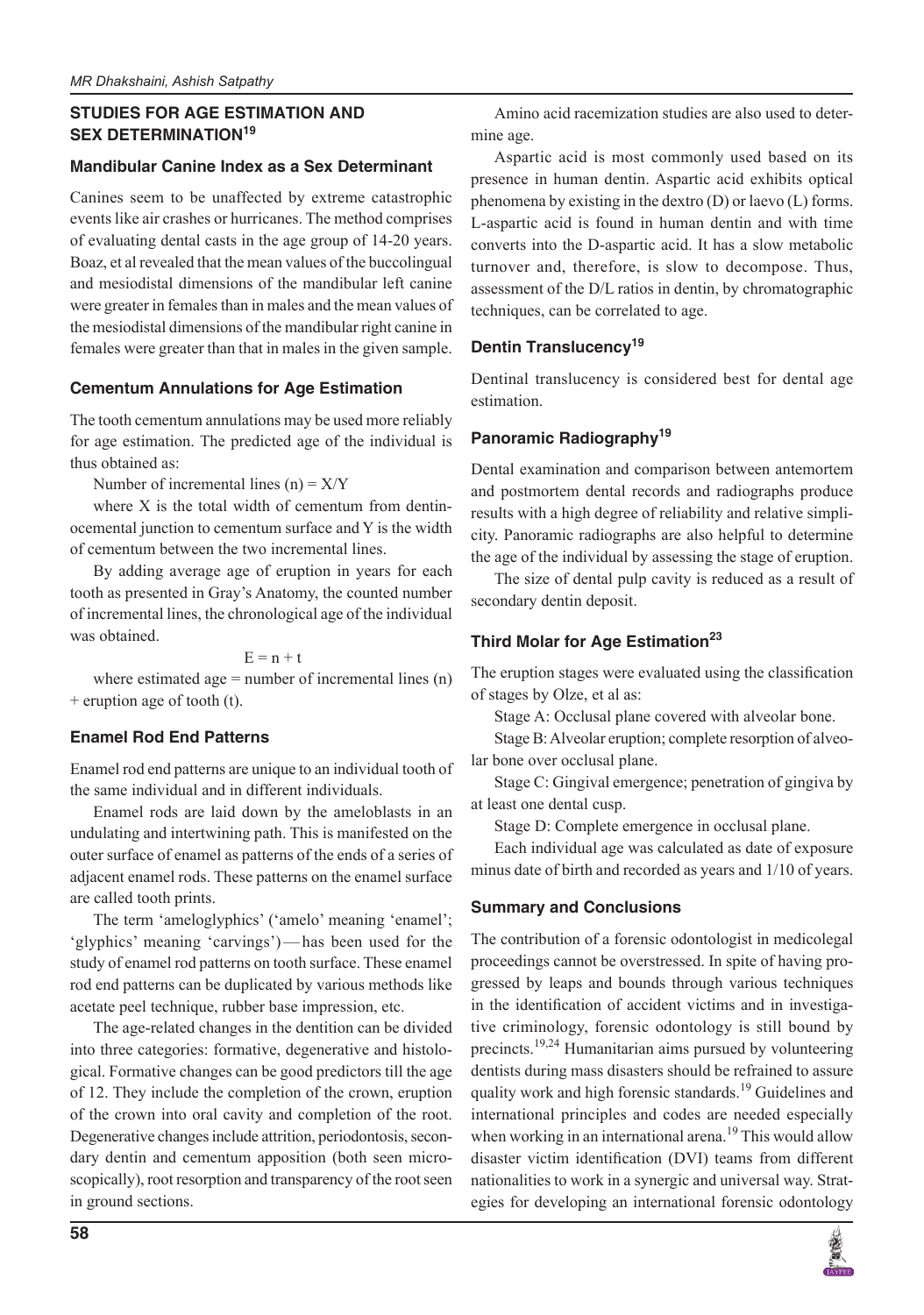## STUDIES FOR AGE ESTIMATION AND SEX DETERMINATION[19]

### Mandibular Canine Index as a Sex Determinant

Canines seem to be unaffected by extreme catastrophic events like air crashes or hurricanes. The method comprises of evaluating dental casts in the age group of 14-20 years. Boaz, et al revealed that the mean values of the buccolingual and mesiodistal dimensions of the mandibular left canine were greater in females than in males and the mean values of the mesiodistal dimensions of the mandibular right canine in females were greater than that in males in the given sample.

### Cementum Annulations for Age Estimation

The tooth cementum annulations may be used more reliably for age estimation. The predicted age of the individual is thus obtained as:

Number of incremental lines (n) = X/Y

where X is the total width of cementum from dentinocemental junction to cementum surface and Y is the width of cementum between the two incremental lines.

By adding average age of eruption in years for each tooth as presented in Gray's Anatomy, the counted number of incremental lines, the chronological age of the individual was obtained.

$$E = n + t$$

where estimated age = number of incremental lines (n) + eruption age of tooth (t).

### Enamel Rod End Patterns

Enamel rod end patterns are unique to an individual tooth of the same individual and in different individuals.

Enamel rods are laid down by the ameloblasts in an undulating and intertwining path. This is manifested on the outer surface of enamel as patterns of the ends of a series of adjacent enamel rods. These patterns on the enamel surface are called tooth prints.

The term 'ameloglyphics' ('amelo' meaning 'enamel'; 'glyphics' meaning 'carvings')—has been used for the study of enamel rod patterns on tooth surface. These enamel rod end patterns can be duplicated by various methods like acetate peel technique, rubber base impression, etc.

The age-related changes in the dentition can be divided into three categories: formative, degenerative and histological. Formative changes can be good predictors till the age of 12. They include the completion of the crown, eruption of the crown into oral cavity and completion of the root. Degenerative changes include attrition, periodontosis, secondary dentin and cementum apposition (both seen microscopically), root resorption and transparency of the root seen in ground sections.

Amino acid racemization studies are also used to determine age.

Aspartic acid is most commonly used based on its presence in human dentin. Aspartic acid exhibits optical phenomena by existing in the dextro (D) or laevo (L) forms. L-aspartic acid is found in human dentin and with time converts into the D-aspartic acid. It has a slow metabolic turnover and, therefore, is slow to decompose. Thus, assessment of the D/L ratios in dentin, by chromatographic techniques, can be correlated to age.

### Dentin Translucency[19]

Dentinal translucency is considered best for dental age estimation.

### Panoramic Radiography[19]

Dental examination and comparison between antemortem and postmortem dental records and radiographs produce results with a high degree of reliability and relative simplicity. Panoramic radiographs are also helpful to determine the age of the individual by assessing the stage of eruption.

The size of dental pulp cavity is reduced as a result of secondary dentin deposit.

### Third Molar for Age Estimation[23]

The eruption stages were evaluated using the classification of stages by Olze, et al as:

Stage A: Occlusal plane covered with alveolar bone.

Stage B: Alveolar eruption; complete resorption of alveolar bone over occlusal plane.

Stage C: Gingival emergence; penetration of gingiva by at least one dental cusp.

Stage D: Complete emergence in occlusal plane.

Each individual age was calculated as date of exposure minus date of birth and recorded as years and 1/10 of years.

### Summary and Conclusions

The contribution of a forensic odontologist in medicolegal proceedings cannot be overstressed. In spite of having progressed by leaps and bounds through various techniques in the identification of accident victims and in investigative criminology, forensic odontology is still bound by precincts.[19,24] Humanitarian aims pursued by volunteering dentists during mass disasters should be refrained to assure quality work and high forensic standards.[19] Guidelines and international principles and codes are needed especially when working in an international arena.[19] This would allow disaster victim identification (DVI) teams from different nationalities to work in a synergic and universal way. Strategies for developing an international forensic odontology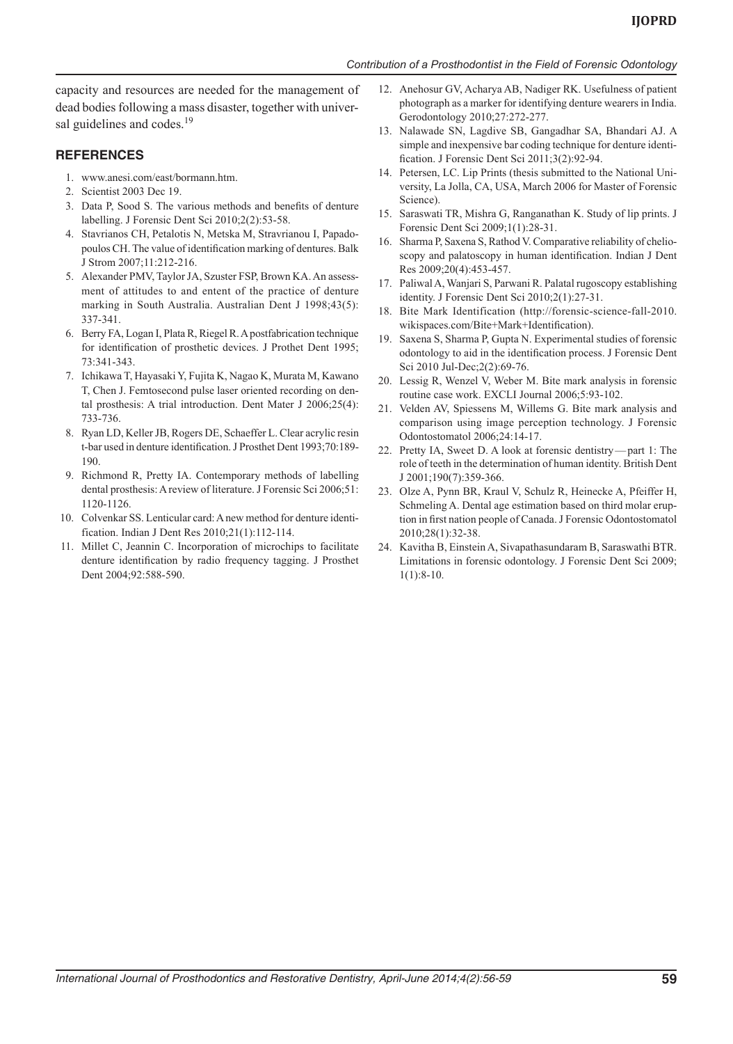capacity and resources are needed for the management of dead bodies following a mass disaster, together with universal guidelines and codes.[19]

## REFERENCES

1. www.anesi.com/east/bormann.htm.
2. Scientist 2003 Dec 19.
3. Data P, Sood S. The various methods and benefits of denture labelling. J Forensic Dent Sci 2010;2(2):53-58.
4. Stavrianos CH, Petalotis N, Metska M, Stravrianou I, Papadopoulos CH. The value of identification marking of dentures. Balk J Strom 2007;11:212-216.
5. Alexander PMV, Taylor JA, Szuster FSP, Brown KA. An assessment of attitudes to and entent of the practice of denture marking in South Australia. Australian Dent J 1998;43(5): 337-341.
6. Berry FA, Logan I, Plata R, Riegel R. A postfabrication technique for identification of prosthetic devices. J Prothet Dent 1995; 73:341-343.
7. Ichikawa T, Hayasaki Y, Fujita K, Nagao K, Murata M, Kawano T, Chen J. Femtosecond pulse laser oriented recording on dental prosthesis: A trial introduction. Dent Mater J 2006;25(4): 733-736.
8. Ryan LD, Keller JB, Rogers DE, Schaeffer L. Clear acrylic resin t-bar used in denture identification. J Prosthet Dent 1993;70:189-190.
9. Richmond R, Pretty IA. Contemporary methods of labelling dental prosthesis: A review of literature. J Forensic Sci 2006;51: 1120-1126.
10. Colvenkar SS. Lenticular card: A new method for denture identification. Indian J Dent Res 2010;21(1):112-114.
11. Millet C, Jeannin C. Incorporation of microchips to facilitate denture identification by radio frequency tagging. J Prosthet Dent 2004;92:588-590.
12. Anehosur GV, Acharya AB, Nadiger RK. Usefulness of patient photograph as a marker for identifying denture wearers in India. Gerodontology 2010;27:272-277.
13. Nalawade SN, Lagdive SB, Gangadhar SA, Bhandari AJ. A simple and inexpensive bar coding technique for denture identification. J Forensic Dent Sci 2011;3(2):92-94.
14. Petersen, LC. Lip Prints (thesis submitted to the National University, La Jolla, CA, USA, March 2006 for Master of Forensic Science).
15. Saraswati TR, Mishra G, Ranganathan K. Study of lip prints. J Forensic Dent Sci 2009;1(1):28-31.
16. Sharma P, Saxena S, Rathod V. Comparative reliability of cheiloscopy and palatoscopy in human identification. Indian J Dent Res 2009;20(4):453-457.
17. Paliwal A, Wanjari S, Parwani R. Palatal rugoscopy establishing identity. J Forensic Dent Sci 2010;2(1):27-31.
18. Bite Mark Identification (http://forensic-science-fall-2010.wikispaces.com/Bite+Mark+Identification).
19. Saxena S, Sharma P, Gupta N. Experimental studies of forensic odontology to aid in the identification process. J Forensic Dent Sci 2010 Jul-Dec;2(2):69-76.
20. Lessig R, Wenzel V, Weber M. Bite mark analysis in forensic routine case work. EXCLI Journal 2006;5:93-102.
21. Velden AV, Spiessens M, Willems G. Bite mark analysis and comparison using image perception technology. J Forensic Odontostomatol 2006;24:14-17.
22. Pretty IA, Sweet D. A look at forensic dentistry — part 1: The role of teeth in the determination of human identity. British Dent J 2001;190(7):359-366.
23. Olze A, Pynn BR, Kraul V, Schulz R, Heinecke A, Pfeiffer H, Schmeling A. Dental age estimation based on third molar eruption in first nation people of Canada. J Forensic Odontostomatol 2010;28(1):32-38.
24. Kavitha B, Einstein A, Sivapathasundaram B, Saraswathi BTR. Limitations in forensic odontology. J Forensic Dent Sci 2009; 1(1):8-10.